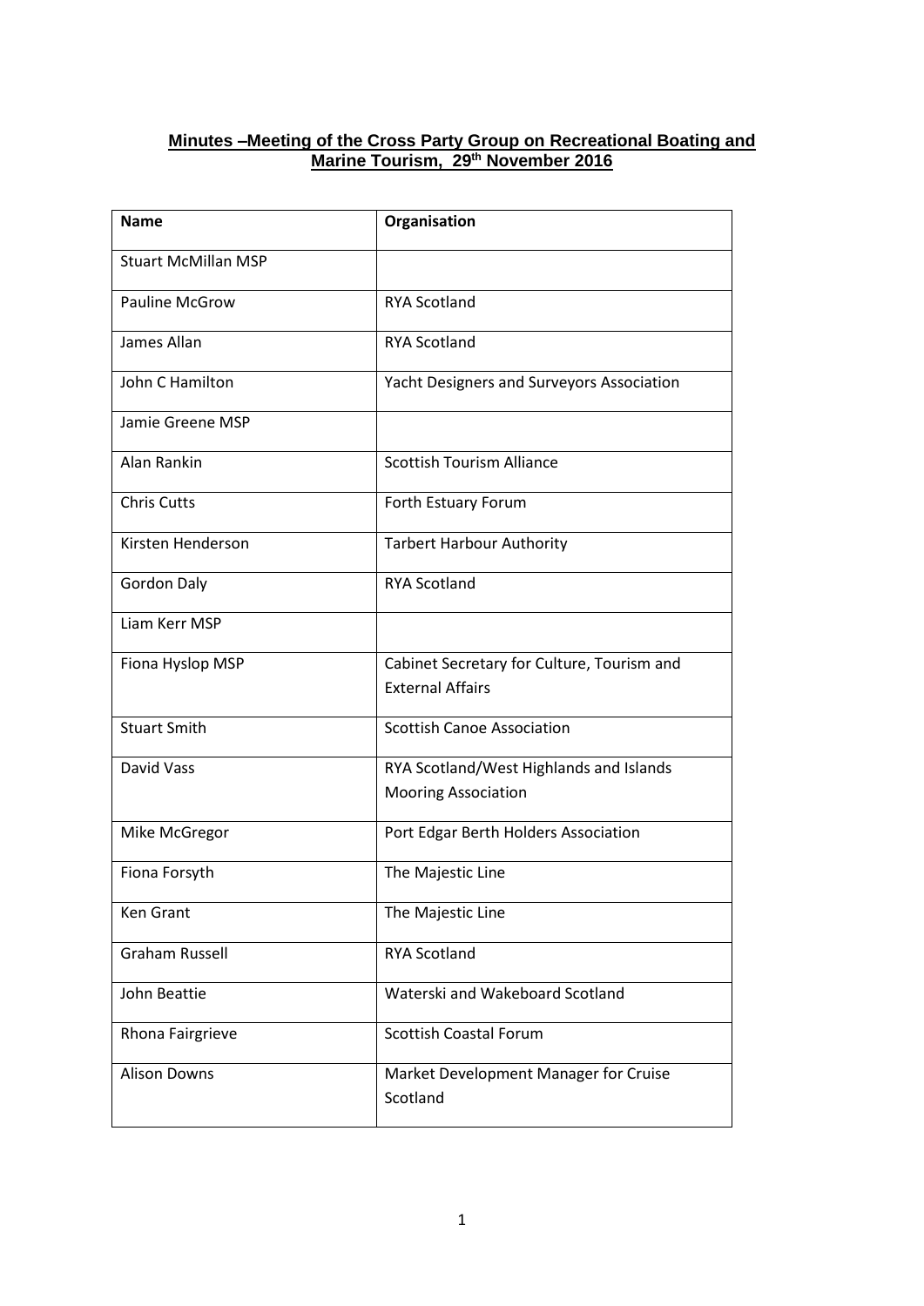# Minutes –Meeting of the Cross Party Group on Recreational Boating and Marine Tourism, 29th November 2016

| Name | Organisation |
| --- | --- |
| Stuart McMillan MSP | |
| Pauline McGrow | RYA Scotland |
| James Allan | RYA Scotland |
| John C Hamilton | Yacht Designers and Surveyors Association |
| Jamie Greene MSP | |
| Alan Rankin | Scottish Tourism Alliance |
| Chris Cutts | Forth Estuary Forum |
| Kirsten Henderson | Tarbert Harbour Authority |
| Gordon Daly | RYA Scotland |
| Liam Kerr MSP | |
| Fiona Hyslop MSP | Cabinet Secretary for Culture, Tourism and External Affairs |
| Stuart Smith | Scottish Canoe Association |
| David Vass | RYA Scotland/West Highlands and Islands Mooring Association |
| Mike McGregor | Port Edgar Berth Holders Association |
| Fiona Forsyth | The Majestic Line |
| Ken Grant | The Majestic Line |
| Graham Russell | RYA Scotland |
| John Beattie | Waterski and Wakeboard Scotland |
| Rhona Fairgrieve | Scottish Coastal Forum |
| Alison Downs | Market Development Manager for Cruise Scotland |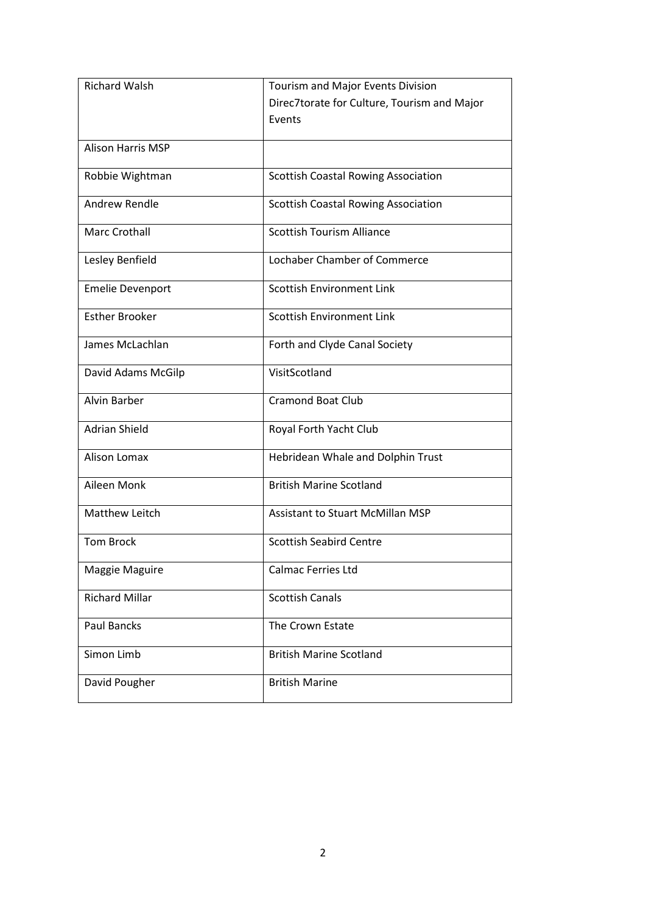| Richard Walsh | Tourism and Major Events Division Direc7torate for Culture, Tourism and Major Events |
|---|---|
| Alison Harris MSP | |
| Robbie Wightman | Scottish Coastal Rowing Association |
| Andrew Rendle | Scottish Coastal Rowing Association |
| Marc Crothall | Scottish Tourism Alliance |
| Lesley Benfield | Lochaber Chamber of Commerce |
| Emelie Devenport | Scottish Environment Link |
| Esther Brooker | Scottish Environment Link |
| James McLachlan | Forth and Clyde Canal Society |
| David Adams McGilp | VisitScotland |
| Alvin Barber | Cramond Boat Club |
| Adrian Shield | Royal Forth Yacht Club |
| Alison Lomax | Hebridean Whale and Dolphin Trust |
| Aileen Monk | British Marine Scotland |
| Matthew Leitch | Assistant to Stuart McMillan MSP |
| Tom Brock | Scottish Seabird Centre |
| Maggie Maguire | Calmac Ferries Ltd |
| Richard Millar | Scottish Canals |
| Paul Bancks | The Crown Estate |
| Simon Limb | British Marine Scotland |
| David Pougher | British Marine |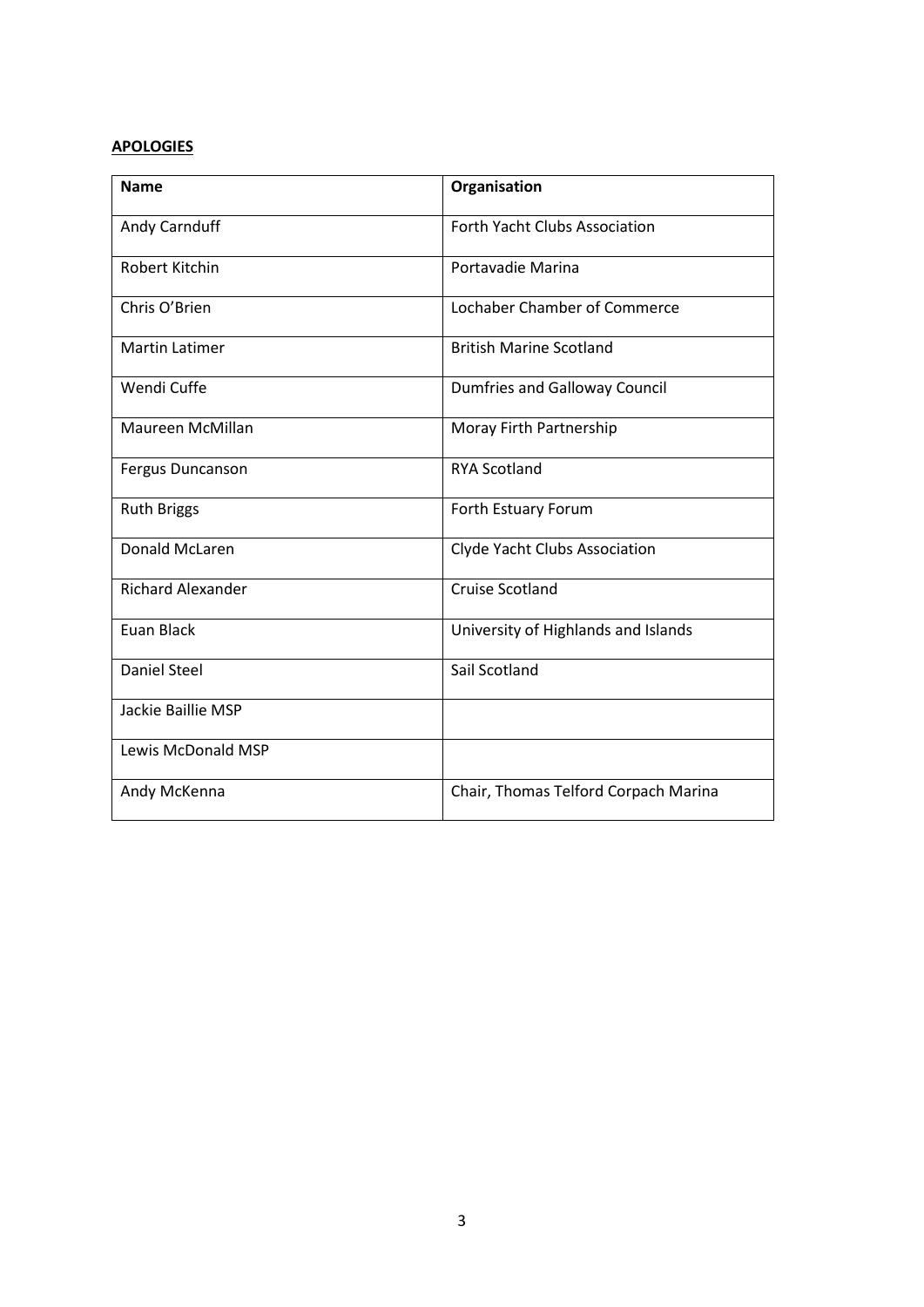**APOLOGIES**

| Name | Organisation |
| --- | --- |
| Andy Carnduff | Forth Yacht Clubs Association |
| Robert Kitchin | Portavadie Marina |
| Chris O'Brien | Lochaber Chamber of Commerce |
| Martin Latimer | British Marine Scotland |
| Wendi Cuffe | Dumfries and Galloway Council |
| Maureen McMillan | Moray Firth Partnership |
| Fergus Duncanson | RYA Scotland |
| Ruth Briggs | Forth Estuary Forum |
| Donald McLaren | Clyde Yacht Clubs Association |
| Richard Alexander | Cruise Scotland |
| Euan Black | University of Highlands and Islands |
| Daniel Steel | Sail Scotland |
| Jackie Baillie MSP | |
| Lewis McDonald MSP | |
| Andy McKenna | Chair, Thomas Telford Corpach Marina |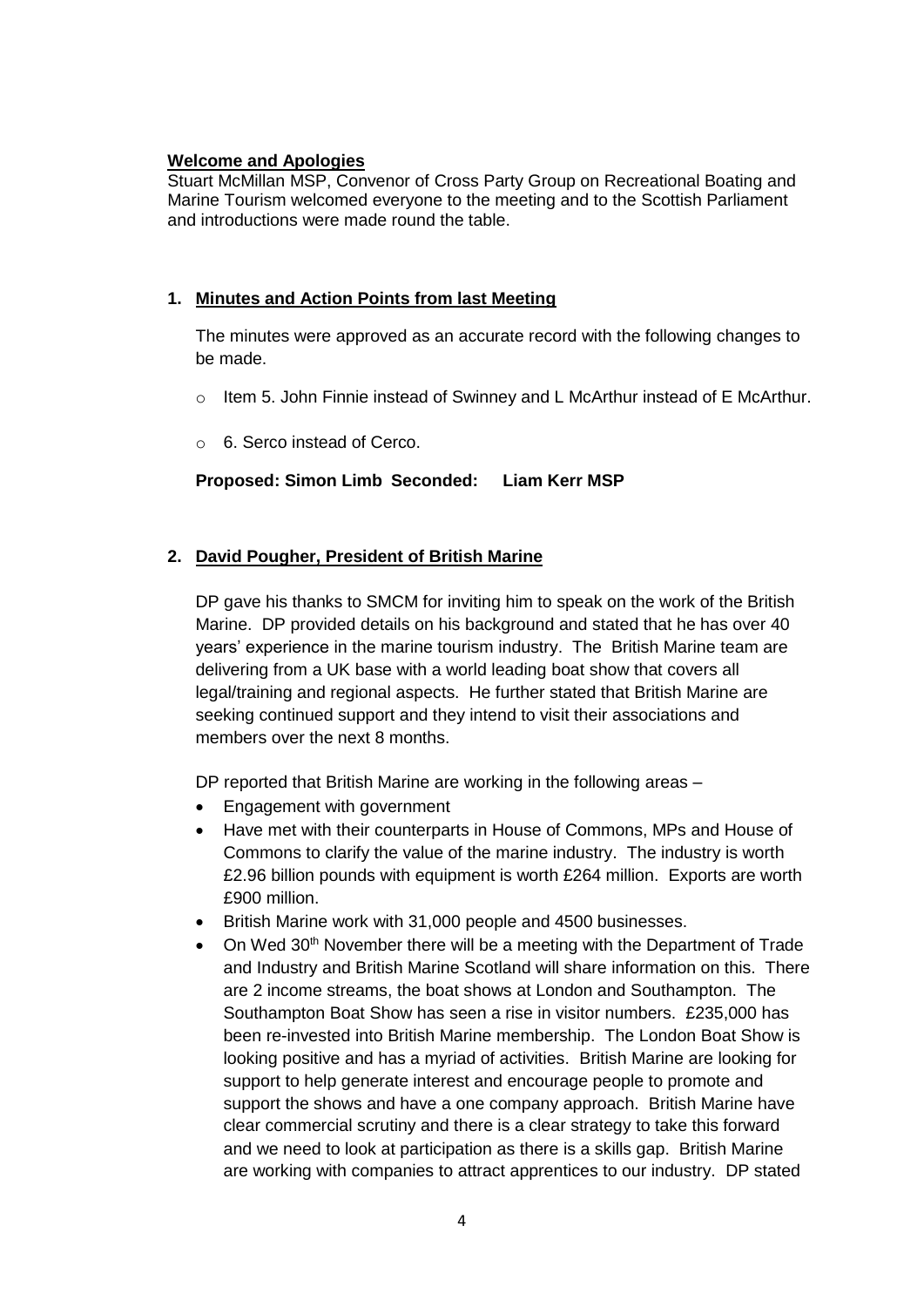**Welcome and Apologies**

Stuart McMillan MSP, Convenor of Cross Party Group on Recreational Boating and Marine Tourism welcomed everyone to the meeting and to the Scottish Parliament and introductions were made round the table.

1. **Minutes and Action Points from last Meeting**

   The minutes were approved as an accurate record with the following changes to be made.

   - Item 5. John Finnie instead of Swinney and L McArthur instead of E McArthur.
   - 6. Serco instead of Cerco.

   **Proposed: Simon Limb Seconded: Liam Kerr MSP**

2. **David Pougher, President of British Marine**

   DP gave his thanks to SMCM for inviting him to speak on the work of the British Marine. DP provided details on his background and stated that he has over 40 years' experience in the marine tourism industry. The British Marine team are delivering from a UK base with a world leading boat show that covers all legal/training and regional aspects. He further stated that British Marine are seeking continued support and they intend to visit their associations and members over the next 8 months.

   DP reported that British Marine are working in the following areas –

   - Engagement with government
   - Have met with their counterparts in House of Commons, MPs and House of Commons to clarify the value of the marine industry. The industry is worth £2.96 billion pounds with equipment is worth £264 million. Exports are worth £900 million.
   - British Marine work with 31,000 people and 4500 businesses.
   - On Wed 30th November there will be a meeting with the Department of Trade and Industry and British Marine Scotland will share information on this. There are 2 income streams, the boat shows at London and Southampton. The Southampton Boat Show has seen a rise in visitor numbers. £235,000 has been re-invested into British Marine membership. The London Boat Show is looking positive and has a myriad of activities. British Marine are looking for support to help generate interest and encourage people to promote and support the shows and have a one company approach. British Marine have clear commercial scrutiny and there is a clear strategy to take this forward and we need to look at participation as there is a skills gap. British Marine are working with companies to attract apprentices to our industry. DP stated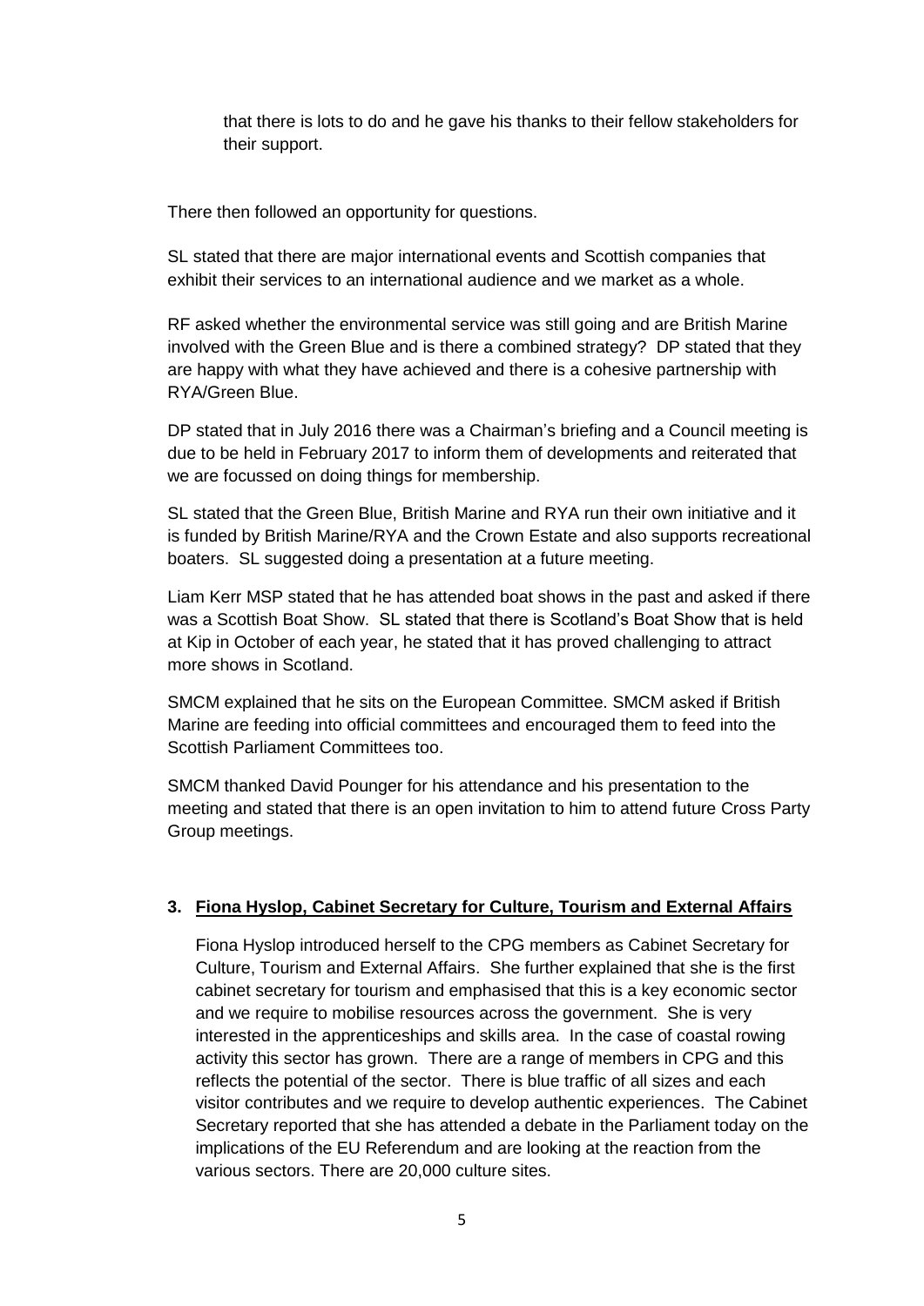that there is lots to do and he gave his thanks to their fellow stakeholders for their support.

There then followed an opportunity for questions.

SL stated that there are major international events and Scottish companies that exhibit their services to an international audience and we market as a whole.

RF asked whether the environmental service was still going and are British Marine involved with the Green Blue and is there a combined strategy? DP stated that they are happy with what they have achieved and there is a cohesive partnership with RYA/Green Blue.

DP stated that in July 2016 there was a Chairman's briefing and a Council meeting is due to be held in February 2017 to inform them of developments and reiterated that we are focussed on doing things for membership.

SL stated that the Green Blue, British Marine and RYA run their own initiative and it is funded by British Marine/RYA and the Crown Estate and also supports recreational boaters. SL suggested doing a presentation at a future meeting.

Liam Kerr MSP stated that he has attended boat shows in the past and asked if there was a Scottish Boat Show. SL stated that there is Scotland's Boat Show that is held at Kip in October of each year, he stated that it has proved challenging to attract more shows in Scotland.

SMCM explained that he sits on the European Committee. SMCM asked if British Marine are feeding into official committees and encouraged them to feed into the Scottish Parliament Committees too.

SMCM thanked David Pounger for his attendance and his presentation to the meeting and stated that there is an open invitation to him to attend future Cross Party Group meetings.

## 3. Fiona Hyslop, Cabinet Secretary for Culture, Tourism and External Affairs

Fiona Hyslop introduced herself to the CPG members as Cabinet Secretary for Culture, Tourism and External Affairs. She further explained that she is the first cabinet secretary for tourism and emphasised that this is a key economic sector and we require to mobilise resources across the government. She is very interested in the apprenticeships and skills area. In the case of coastal rowing activity this sector has grown. There are a range of members in CPG and this reflects the potential of the sector. There is blue traffic of all sizes and each visitor contributes and we require to develop authentic experiences. The Cabinet Secretary reported that she has attended a debate in the Parliament today on the implications of the EU Referendum and are looking at the reaction from the various sectors. There are 20,000 culture sites.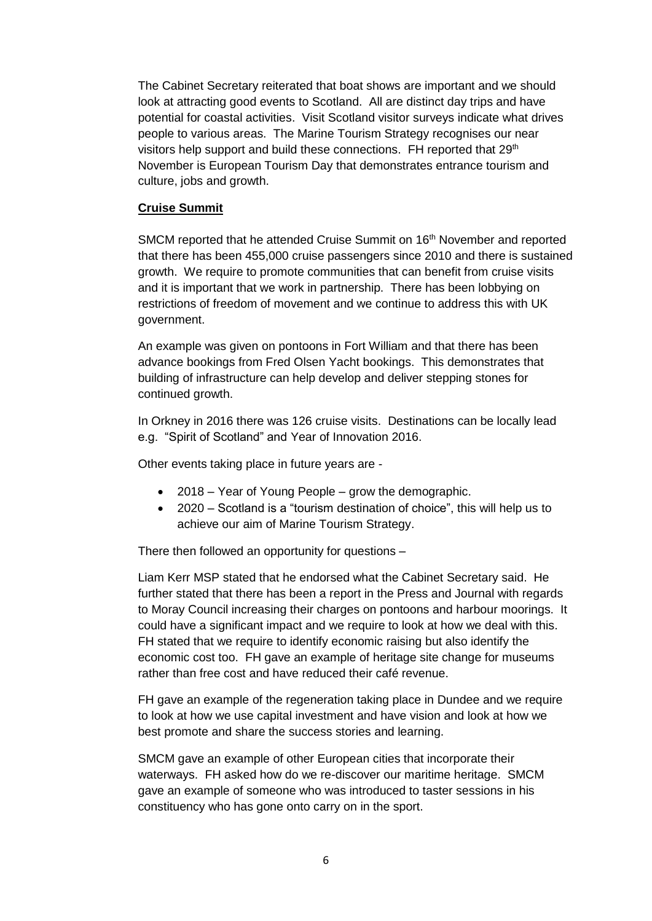The Cabinet Secretary reiterated that boat shows are important and we should look at attracting good events to Scotland. All are distinct day trips and have potential for coastal activities. Visit Scotland visitor surveys indicate what drives people to various areas. The Marine Tourism Strategy recognises our near visitors help support and build these connections. FH reported that 29th November is European Tourism Day that demonstrates entrance tourism and culture, jobs and growth.

**Cruise Summit**

SMCM reported that he attended Cruise Summit on 16th November and reported that there has been 455,000 cruise passengers since 2010 and there is sustained growth. We require to promote communities that can benefit from cruise visits and it is important that we work in partnership. There has been lobbying on restrictions of freedom of movement and we continue to address this with UK government.

An example was given on pontoons in Fort William and that there has been advance bookings from Fred Olsen Yacht bookings. This demonstrates that building of infrastructure can help develop and deliver stepping stones for continued growth.

In Orkney in 2016 there was 126 cruise visits. Destinations can be locally lead e.g. "Spirit of Scotland" and Year of Innovation 2016.

Other events taking place in future years are -

- 2018 – Year of Young People – grow the demographic.
- 2020 – Scotland is a "tourism destination of choice", this will help us to achieve our aim of Marine Tourism Strategy.

There then followed an opportunity for questions –

Liam Kerr MSP stated that he endorsed what the Cabinet Secretary said. He further stated that there has been a report in the Press and Journal with regards to Moray Council increasing their charges on pontoons and harbour moorings. It could have a significant impact and we require to look at how we deal with this. FH stated that we require to identify economic raising but also identify the economic cost too. FH gave an example of heritage site change for museums rather than free cost and have reduced their café revenue.

FH gave an example of the regeneration taking place in Dundee and we require to look at how we use capital investment and have vision and look at how we best promote and share the success stories and learning.

SMCM gave an example of other European cities that incorporate their waterways. FH asked how do we re-discover our maritime heritage. SMCM gave an example of someone who was introduced to taster sessions in his constituency who has gone onto carry on in the sport.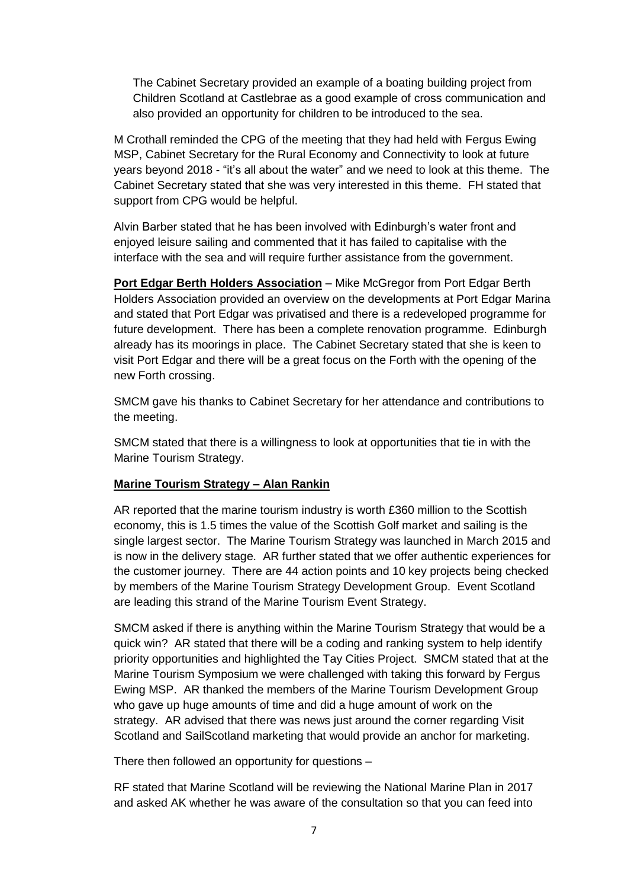The Cabinet Secretary provided an example of a boating building project from Children Scotland at Castlebrae as a good example of cross communication and also provided an opportunity for children to be introduced to the sea.

M Crothall reminded the CPG of the meeting that they had held with Fergus Ewing MSP, Cabinet Secretary for the Rural Economy and Connectivity to look at future years beyond 2018 - "it's all about the water" and we need to look at this theme. The Cabinet Secretary stated that she was very interested in this theme. FH stated that support from CPG would be helpful.

Alvin Barber stated that he has been involved with Edinburgh's water front and enjoyed leisure sailing and commented that it has failed to capitalise with the interface with the sea and will require further assistance from the government.

**Port Edgar Berth Holders Association** – Mike McGregor from Port Edgar Berth Holders Association provided an overview on the developments at Port Edgar Marina and stated that Port Edgar was privatised and there is a redeveloped programme for future development. There has been a complete renovation programme. Edinburgh already has its moorings in place. The Cabinet Secretary stated that she is keen to visit Port Edgar and there will be a great focus on the Forth with the opening of the new Forth crossing.

SMCM gave his thanks to Cabinet Secretary for her attendance and contributions to the meeting.

SMCM stated that there is a willingness to look at opportunities that tie in with the Marine Tourism Strategy.

**Marine Tourism Strategy – Alan Rankin**

AR reported that the marine tourism industry is worth £360 million to the Scottish economy, this is 1.5 times the value of the Scottish Golf market and sailing is the single largest sector. The Marine Tourism Strategy was launched in March 2015 and is now in the delivery stage. AR further stated that we offer authentic experiences for the customer journey. There are 44 action points and 10 key projects being checked by members of the Marine Tourism Strategy Development Group. Event Scotland are leading this strand of the Marine Tourism Event Strategy.

SMCM asked if there is anything within the Marine Tourism Strategy that would be a quick win? AR stated that there will be a coding and ranking system to help identify priority opportunities and highlighted the Tay Cities Project. SMCM stated that at the Marine Tourism Symposium we were challenged with taking this forward by Fergus Ewing MSP. AR thanked the members of the Marine Tourism Development Group who gave up huge amounts of time and did a huge amount of work on the strategy. AR advised that there was news just around the corner regarding Visit Scotland and SailScotland marketing that would provide an anchor for marketing.

There then followed an opportunity for questions –

RF stated that Marine Scotland will be reviewing the National Marine Plan in 2017 and asked AK whether he was aware of the consultation so that you can feed into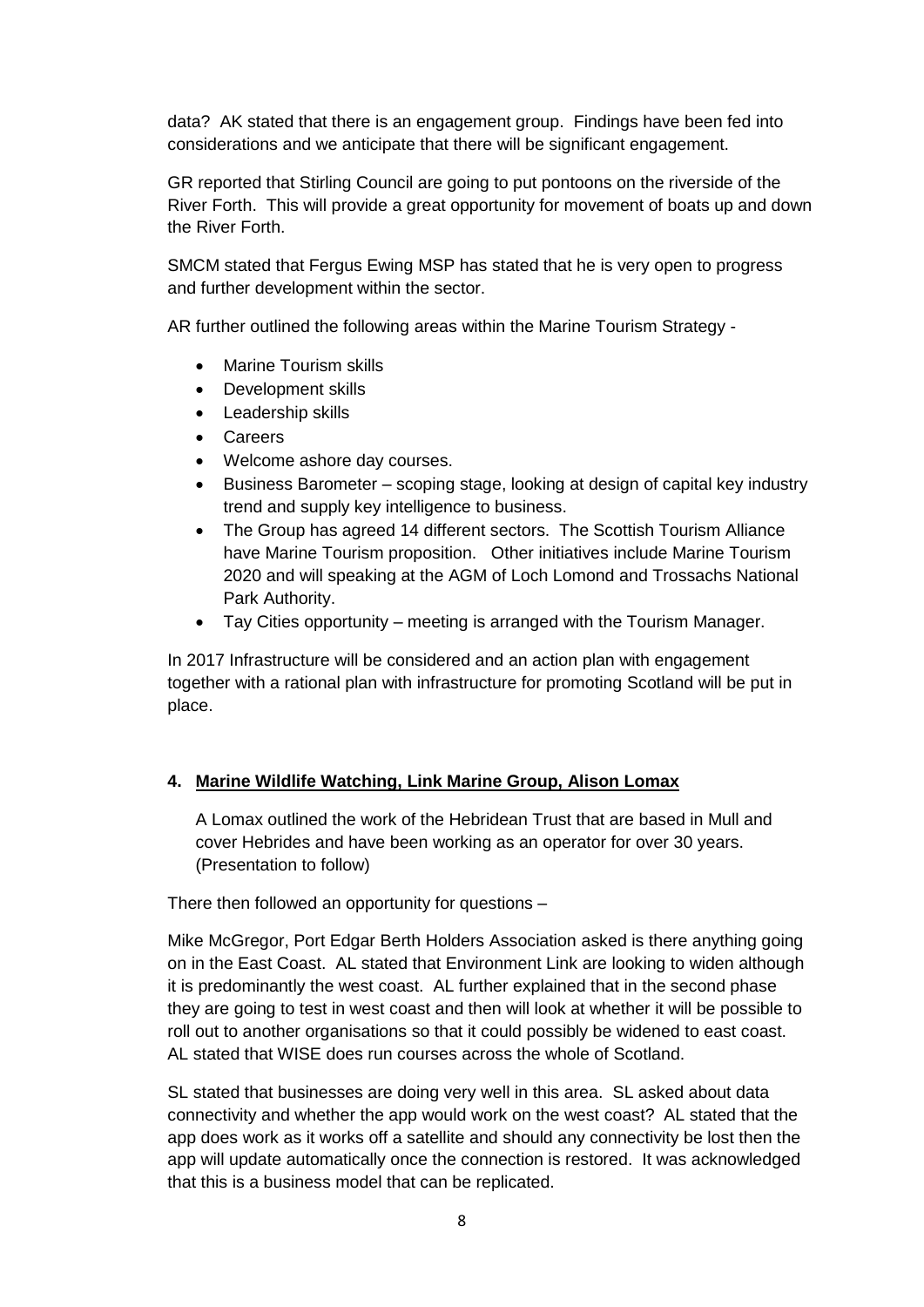data? AK stated that there is an engagement group. Findings have been fed into considerations and we anticipate that there will be significant engagement.

GR reported that Stirling Council are going to put pontoons on the riverside of the River Forth. This will provide a great opportunity for movement of boats up and down the River Forth.

SMCM stated that Fergus Ewing MSP has stated that he is very open to progress and further development within the sector.

AR further outlined the following areas within the Marine Tourism Strategy -

- Marine Tourism skills
- Development skills
- Leadership skills
- Careers
- Welcome ashore day courses.
- Business Barometer – scoping stage, looking at design of capital key industry trend and supply key intelligence to business.
- The Group has agreed 14 different sectors. The Scottish Tourism Alliance have Marine Tourism proposition. Other initiatives include Marine Tourism 2020 and will speaking at the AGM of Loch Lomond and Trossachs National Park Authority.
- Tay Cities opportunity – meeting is arranged with the Tourism Manager.

In 2017 Infrastructure will be considered and an action plan with engagement together with a rational plan with infrastructure for promoting Scotland will be put in place.

**4. Marine Wildlife Watching, Link Marine Group, Alison Lomax**

A Lomax outlined the work of the Hebridean Trust that are based in Mull and cover Hebrides and have been working as an operator for over 30 years. (Presentation to follow)

There then followed an opportunity for questions –

Mike McGregor, Port Edgar Berth Holders Association asked is there anything going on in the East Coast. AL stated that Environment Link are looking to widen although it is predominantly the west coast. AL further explained that in the second phase they are going to test in west coast and then will look at whether it will be possible to roll out to another organisations so that it could possibly be widened to east coast. AL stated that WISE does run courses across the whole of Scotland.

SL stated that businesses are doing very well in this area. SL asked about data connectivity and whether the app would work on the west coast? AL stated that the app does work as it works off a satellite and should any connectivity be lost then the app will update automatically once the connection is restored. It was acknowledged that this is a business model that can be replicated.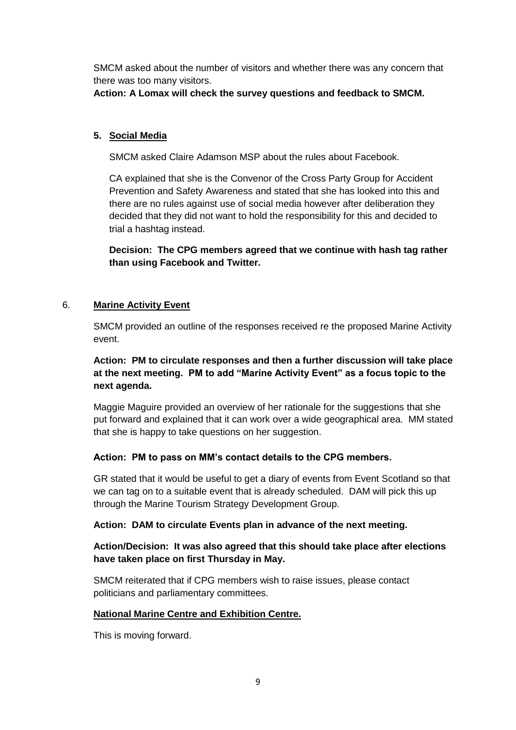SMCM asked about the number of visitors and whether there was any concern that there was too many visitors.

**Action: A Lomax will check the survey questions and feedback to SMCM.**

## 5. Social Media

SMCM asked Claire Adamson MSP about the rules about Facebook.

CA explained that she is the Convenor of the Cross Party Group for Accident Prevention and Safety Awareness and stated that she has looked into this and there are no rules against use of social media however after deliberation they decided that they did not want to hold the responsibility for this and decided to trial a hashtag instead.

**Decision: The CPG members agreed that we continue with hash tag rather than using Facebook and Twitter.**

## 6. Marine Activity Event

SMCM provided an outline of the responses received re the proposed Marine Activity event.

**Action: PM to circulate responses and then a further discussion will take place at the next meeting. PM to add "Marine Activity Event" as a focus topic to the next agenda.**

Maggie Maguire provided an overview of her rationale for the suggestions that she put forward and explained that it can work over a wide geographical area. MM stated that she is happy to take questions on her suggestion.

**Action: PM to pass on MM's contact details to the CPG members.**

GR stated that it would be useful to get a diary of events from Event Scotland so that we can tag on to a suitable event that is already scheduled. DAM will pick this up through the Marine Tourism Strategy Development Group.

**Action: DAM to circulate Events plan in advance of the next meeting.**

**Action/Decision: It was also agreed that this should take place after elections have taken place on first Thursday in May.**

SMCM reiterated that if CPG members wish to raise issues, please contact politicians and parliamentary committees.

### National Marine Centre and Exhibition Centre.

This is moving forward.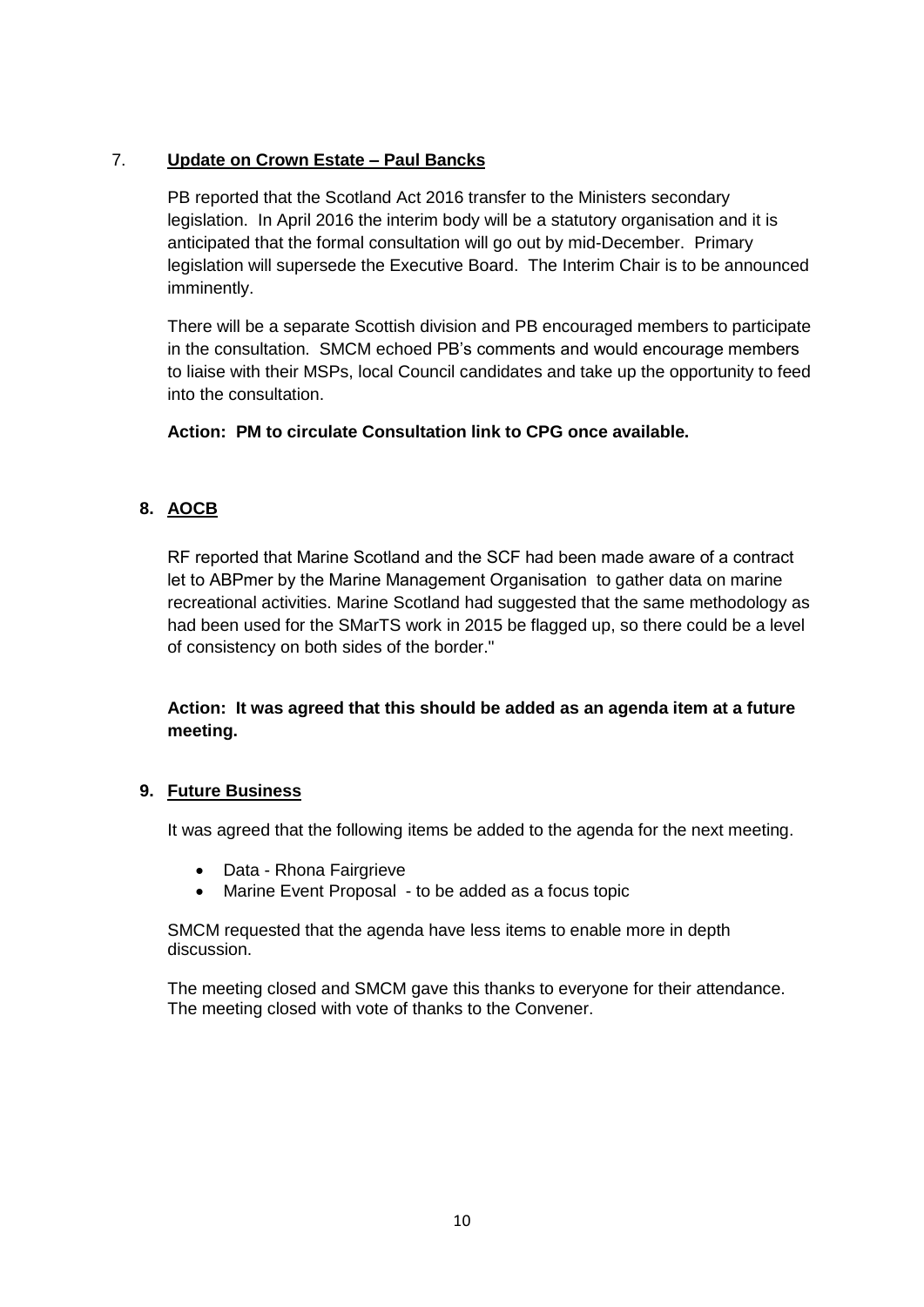7. **Update on Crown Estate – Paul Bancks**

PB reported that the Scotland Act 2016 transfer to the Ministers secondary legislation. In April 2016 the interim body will be a statutory organisation and it is anticipated that the formal consultation will go out by mid-December. Primary legislation will supersede the Executive Board. The Interim Chair is to be announced imminently.

There will be a separate Scottish division and PB encouraged members to participate in the consultation. SMCM echoed PB's comments and would encourage members to liaise with their MSPs, local Council candidates and take up the opportunity to feed into the consultation.

**Action: PM to circulate Consultation link to CPG once available.**

8. **AOCB**

RF reported that Marine Scotland and the SCF had been made aware of a contract let to ABPmer by the Marine Management Organisation to gather data on marine recreational activities. Marine Scotland had suggested that the same methodology as had been used for the SMarTS work in 2015 be flagged up, so there could be a level of consistency on both sides of the border."

**Action: It was agreed that this should be added as an agenda item at a future meeting.**

9. **Future Business**

It was agreed that the following items be added to the agenda for the next meeting.

- Data - Rhona Fairgrieve
- Marine Event Proposal - to be added as a focus topic

SMCM requested that the agenda have less items to enable more in depth discussion.

The meeting closed and SMCM gave this thanks to everyone for their attendance. The meeting closed with vote of thanks to the Convener.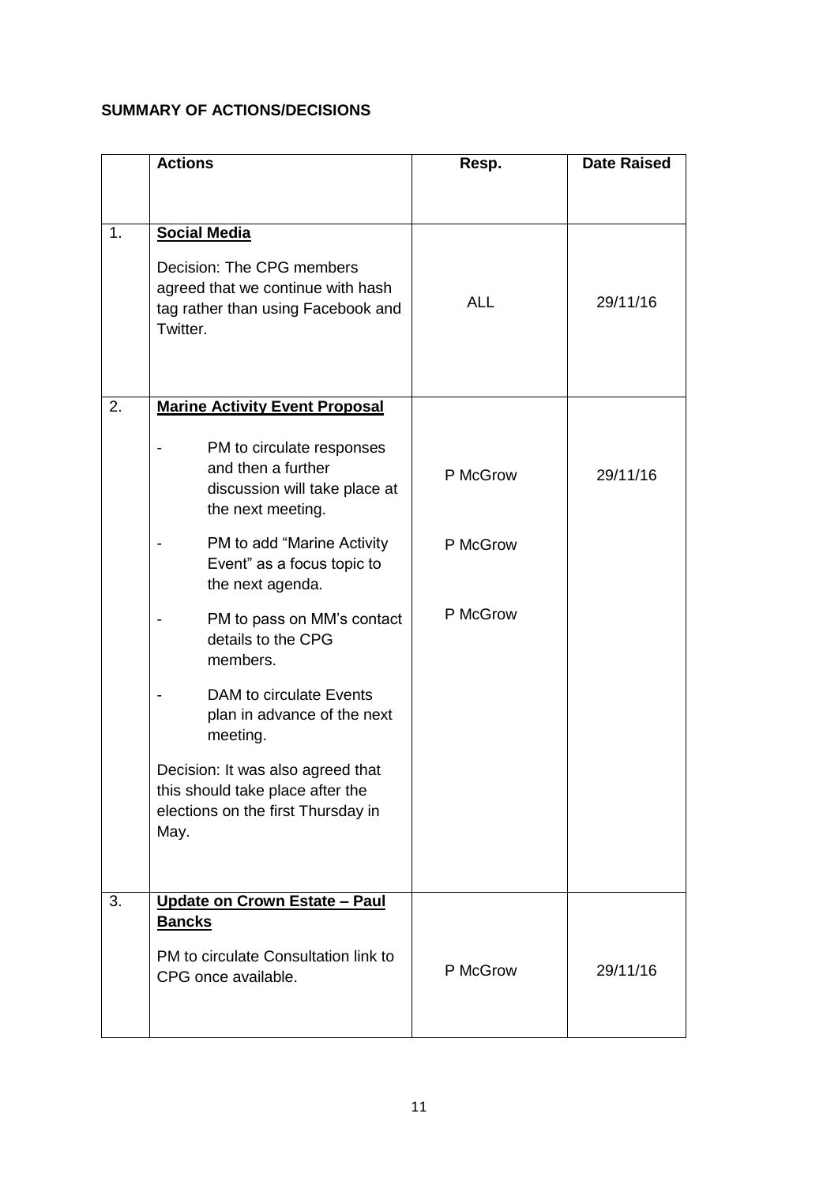**SUMMARY OF ACTIONS/DECISIONS**

| | Actions | Resp. | Date Raised |
|---|---|---|---|
| 1. | **Social Media**<br><br>Decision: The CPG members agreed that we continue with hash tag rather than using Facebook and Twitter. | ALL | 29/11/16 |
| 2. | **Marine Activity Event Proposal**<br><br>- PM to circulate responses and then a further discussion will take place at the next meeting.<br><br>- PM to add "Marine Activity Event" as a focus topic to the next agenda.<br><br>- PM to pass on MM's contact details to the CPG members.<br><br>- DAM to circulate Events plan in advance of the next meeting.<br><br>Decision: It was also agreed that this should take place after the elections on the first Thursday in May. | P McGrow<br><br>P McGrow<br><br>P McGrow | 29/11/16 |
| 3. | **Update on Crown Estate – Paul Bancks**<br><br>PM to circulate Consultation link to CPG once available. | P McGrow | 29/11/16 |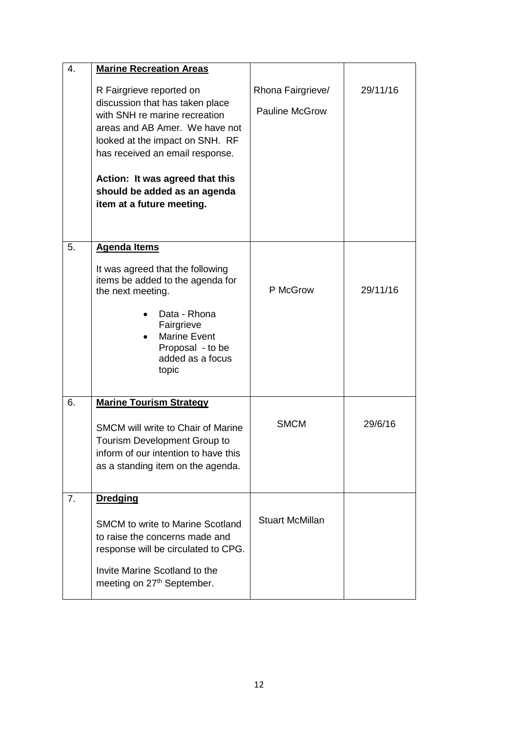| | | | |
|---|---|---|---|
| 4. | **Marine Recreation Areas**<br><br>R Fairgrieve reported on discussion that has taken place with SNH re marine recreation areas and AB Amer. We have not looked at the impact on SNH. RF has received an email response.<br><br>**Action: It was agreed that this should be added as an agenda item at a future meeting.** | Rhona Fairgrieve/<br><br>Pauline McGrow | 29/11/16 |
| 5. | **Agenda Items**<br><br>It was agreed that the following items be added to the agenda for the next meeting.<br><br>• Data - Rhona Fairgrieve<br>• Marine Event Proposal - to be added as a focus topic | P McGrow | 29/11/16 |
| 6. | **Marine Tourism Strategy**<br><br>SMCM will write to Chair of Marine Tourism Development Group to inform of our intention to have this as a standing item on the agenda. | SMCM | 29/6/16 |
| 7. | **Dredging**<br><br>SMCM to write to Marine Scotland to raise the concerns made and response will be circulated to CPG.<br><br>Invite Marine Scotland to the meeting on 27th September. | Stuart McMillan | |